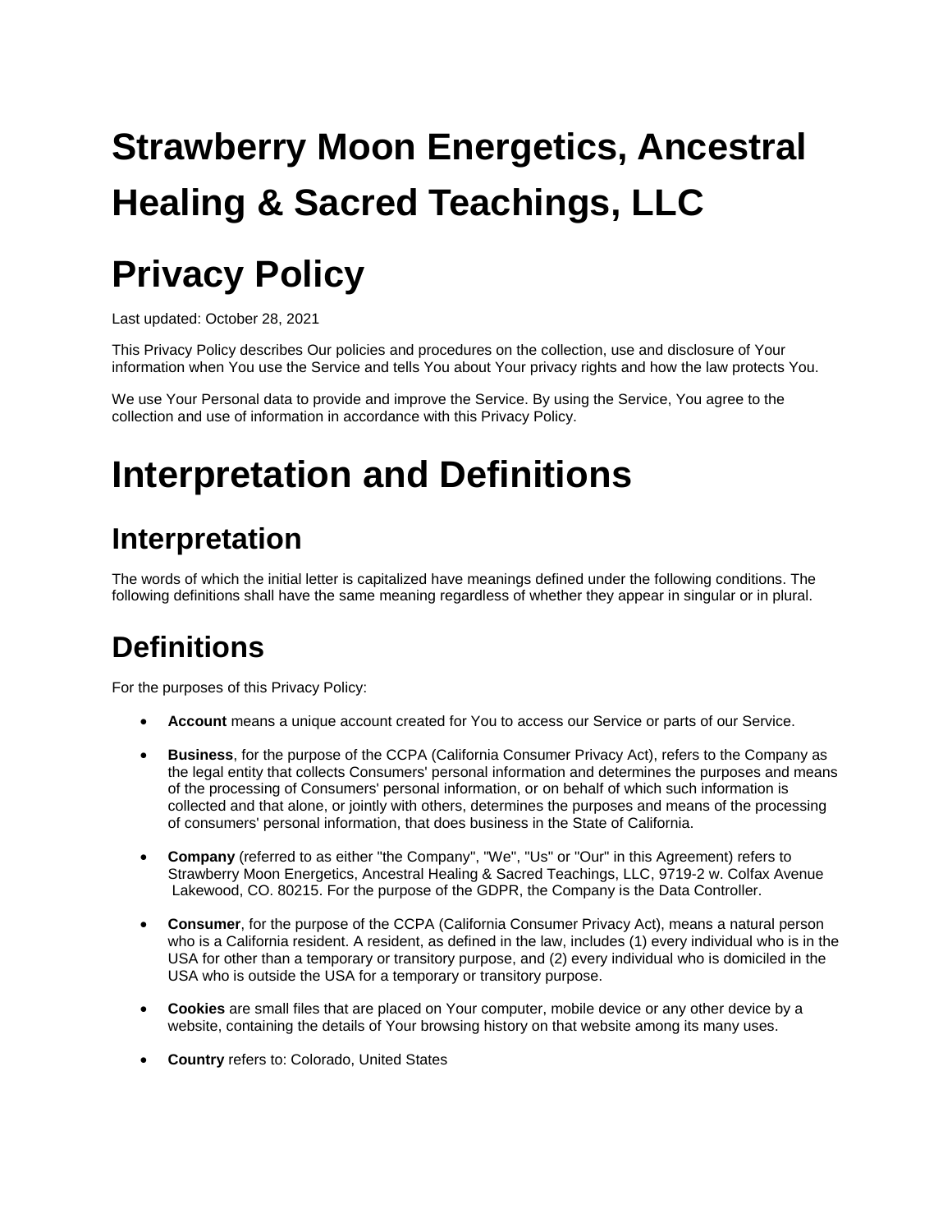# Strawberry Moon Energetics, Ancestral Healing & Sacred Teachings, LLC

# Privacy Policy

Last updated: October 28, 2021

This Privacy Policy describes Our policies and procedures on the collection, use and disclosure of Your information when You use the Service and tells You about Your privacy rights and how the law protects You.

We use Your Personal data to provide and improve the Service. By using the Service, You agree to the collection and use of information in accordance with this Privacy Policy.

# Interpretation and Definitions

## Interpretation

The words of which the initial letter is capitalized have meanings defined under the following conditions. The following definitions shall have the same meaning regardless of whether they appear in singular or in plural.

## Definitions

For the purposes of this Privacy Policy:

- **Account** means a unique account created for You to access our Service or parts of our Service.
- **Business**, for the purpose of the CCPA (California Consumer Privacy Act), refers to the Company as the legal entity that collects Consumers' personal information and determines the purposes and means of the processing of Consumers' personal information, or on behalf of which such information is collected and that alone, or jointly with others, determines the purposes and means of the processing of consumers' personal information, that does business in the State of California.
- **Company** (referred to as either "the Company", "We", "Us" or "Our" in this Agreement) refers to Strawberry Moon Energetics, Ancestral Healing & Sacred Teachings, LLC, 9719-2 w. Colfax Avenue Lakewood, CO. 80215. For the purpose of the GDPR, the Company is the Data Controller.
- **Consumer**, for the purpose of the CCPA (California Consumer Privacy Act), means a natural person who is a California resident. A resident, as defined in the law, includes (1) every individual who is in the USA for other than a temporary or transitory purpose, and (2) every individual who is domiciled in the USA who is outside the USA for a temporary or transitory purpose.
- **Cookies** are small files that are placed on Your computer, mobile device or any other device by a website, containing the details of Your browsing history on that website among its many uses.
- **Country** refers to: Colorado, United States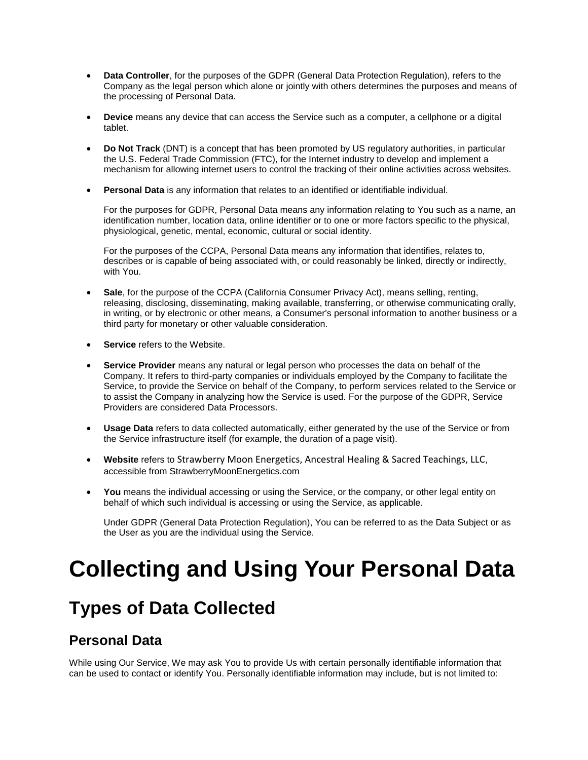- **Data Controller**, for the purposes of the GDPR (General Data Protection Regulation), refers to the Company as the legal person which alone or jointly with others determines the purposes and means of the processing of Personal Data.

- **Device** means any device that can access the Service such as a computer, a cellphone or a digital tablet.

- **Do Not Track** (DNT) is a concept that has been promoted by US regulatory authorities, in particular the U.S. Federal Trade Commission (FTC), for the Internet industry to develop and implement a mechanism for allowing internet users to control the tracking of their online activities across websites.

- **Personal Data** is any information that relates to an identified or identifiable individual.

  For the purposes for GDPR, Personal Data means any information relating to You such as a name, an identification number, location data, online identifier or to one or more factors specific to the physical, physiological, genetic, mental, economic, cultural or social identity.

  For the purposes of the CCPA, Personal Data means any information that identifies, relates to, describes or is capable of being associated with, or could reasonably be linked, directly or indirectly, with You.

- **Sale**, for the purpose of the CCPA (California Consumer Privacy Act), means selling, renting, releasing, disclosing, disseminating, making available, transferring, or otherwise communicating orally, in writing, or by electronic or other means, a Consumer's personal information to another business or a third party for monetary or other valuable consideration.

- **Service** refers to the Website.

- **Service Provider** means any natural or legal person who processes the data on behalf of the Company. It refers to third-party companies or individuals employed by the Company to facilitate the Service, to provide the Service on behalf of the Company, to perform services related to the Service or to assist the Company in analyzing how the Service is used. For the purpose of the GDPR, Service Providers are considered Data Processors.

- **Usage Data** refers to data collected automatically, either generated by the use of the Service or from the Service infrastructure itself (for example, the duration of a page visit).

- **Website** refers to Strawberry Moon Energetics, Ancestral Healing & Sacred Teachings, LLC, accessible from StrawberryMoonEnergetics.com

- **You** means the individual accessing or using the Service, or the company, or other legal entity on behalf of which such individual is accessing or using the Service, as applicable.

  Under GDPR (General Data Protection Regulation), You can be referred to as the Data Subject or as the User as you are the individual using the Service.

# Collecting and Using Your Personal Data

## Types of Data Collected

### Personal Data

While using Our Service, We may ask You to provide Us with certain personally identifiable information that can be used to contact or identify You. Personally identifiable information may include, but is not limited to: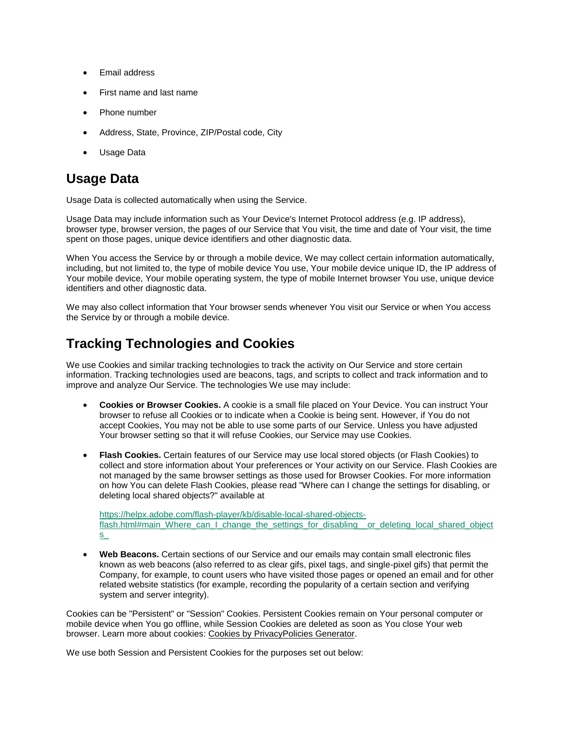- Email address
- First name and last name
- Phone number
- Address, State, Province, ZIP/Postal code, City
- Usage Data

## Usage Data

Usage Data is collected automatically when using the Service.

Usage Data may include information such as Your Device's Internet Protocol address (e.g. IP address), browser type, browser version, the pages of our Service that You visit, the time and date of Your visit, the time spent on those pages, unique device identifiers and other diagnostic data.

When You access the Service by or through a mobile device, We may collect certain information automatically, including, but not limited to, the type of mobile device You use, Your mobile device unique ID, the IP address of Your mobile device, Your mobile operating system, the type of mobile Internet browser You use, unique device identifiers and other diagnostic data.

We may also collect information that Your browser sends whenever You visit our Service or when You access the Service by or through a mobile device.

## Tracking Technologies and Cookies

We use Cookies and similar tracking technologies to track the activity on Our Service and store certain information. Tracking technologies used are beacons, tags, and scripts to collect and track information and to improve and analyze Our Service. The technologies We use may include:

- **Cookies or Browser Cookies.** A cookie is a small file placed on Your Device. You can instruct Your browser to refuse all Cookies or to indicate when a Cookie is being sent. However, if You do not accept Cookies, You may not be able to use some parts of our Service. Unless you have adjusted Your browser setting so that it will refuse Cookies, our Service may use Cookies.
- **Flash Cookies.** Certain features of our Service may use local stored objects (or Flash Cookies) to collect and store information about Your preferences or Your activity on our Service. Flash Cookies are not managed by the same browser settings as those used for Browser Cookies. For more information on how You can delete Flash Cookies, please read "Where can I change the settings for disabling, or deleting local shared objects?" available at

  https://helpx.adobe.com/flash-player/kb/disable-local-shared-objects-flash.html#main_Where_can_I_change_the_settings_for_disabling__or_deleting_local_shared_objects_
- **Web Beacons.** Certain sections of our Service and our emails may contain small electronic files known as web beacons (also referred to as clear gifs, pixel tags, and single-pixel gifs) that permit the Company, for example, to count users who have visited those pages or opened an email and for other related website statistics (for example, recording the popularity of a certain section and verifying system and server integrity).

Cookies can be "Persistent" or "Session" Cookies. Persistent Cookies remain on Your personal computer or mobile device when You go offline, while Session Cookies are deleted as soon as You close Your web browser. Learn more about cookies: Cookies by PrivacyPolicies Generator.

We use both Session and Persistent Cookies for the purposes set out below: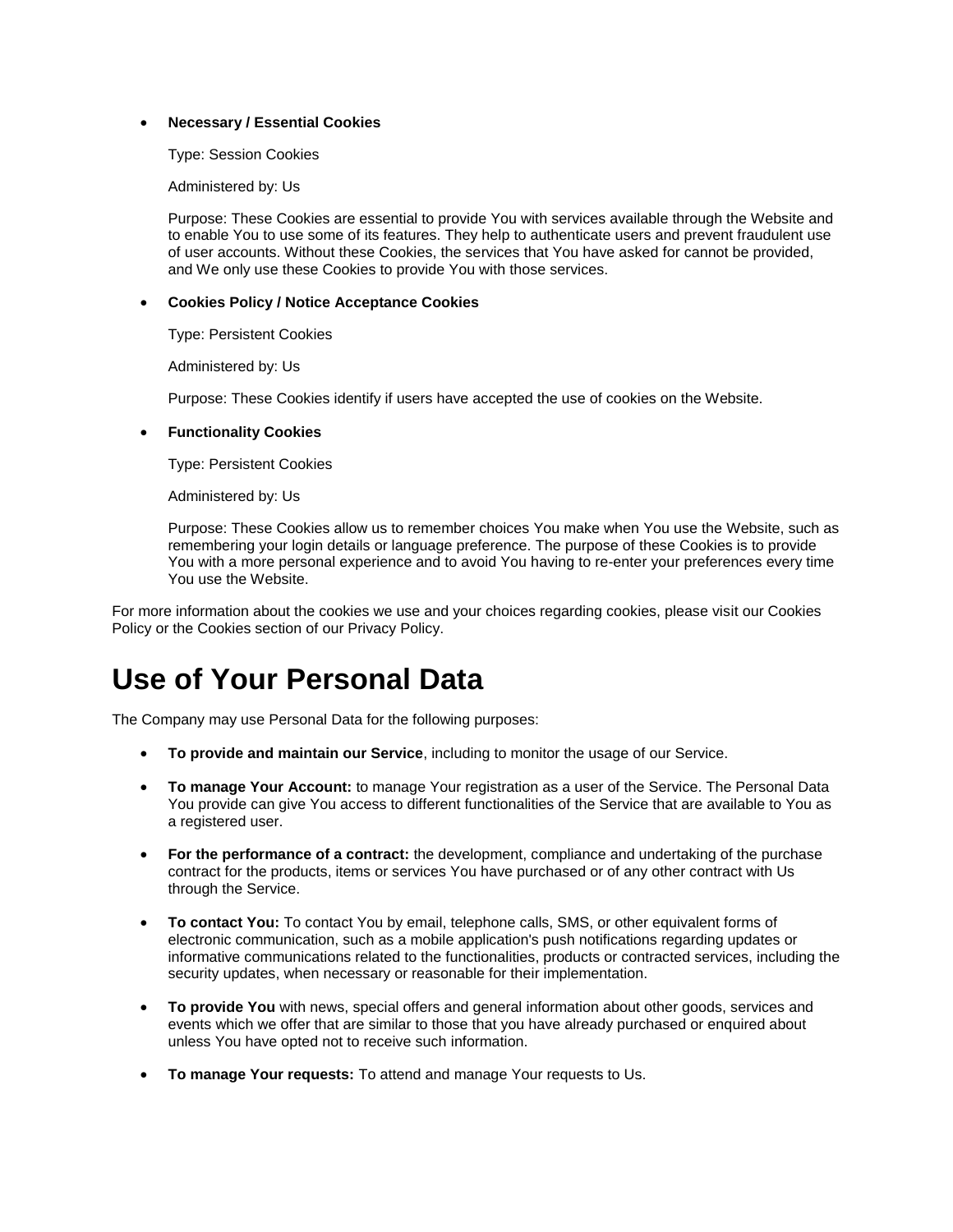- **Necessary / Essential Cookies**

  Type: Session Cookies

  Administered by: Us

  Purpose: These Cookies are essential to provide You with services available through the Website and to enable You to use some of its features. They help to authenticate users and prevent fraudulent use of user accounts. Without these Cookies, the services that You have asked for cannot be provided, and We only use these Cookies to provide You with those services.

- **Cookies Policy / Notice Acceptance Cookies**

  Type: Persistent Cookies

  Administered by: Us

  Purpose: These Cookies identify if users have accepted the use of cookies on the Website.

- **Functionality Cookies**

  Type: Persistent Cookies

  Administered by: Us

  Purpose: These Cookies allow us to remember choices You make when You use the Website, such as remembering your login details or language preference. The purpose of these Cookies is to provide You with a more personal experience and to avoid You having to re-enter your preferences every time You use the Website.

For more information about the cookies we use and your choices regarding cookies, please visit our Cookies Policy or the Cookies section of our Privacy Policy.

# Use of Your Personal Data

The Company may use Personal Data for the following purposes:

- **To provide and maintain our Service**, including to monitor the usage of our Service.
- **To manage Your Account:** to manage Your registration as a user of the Service. The Personal Data You provide can give You access to different functionalities of the Service that are available to You as a registered user.
- **For the performance of a contract:** the development, compliance and undertaking of the purchase contract for the products, items or services You have purchased or of any other contract with Us through the Service.
- **To contact You:** To contact You by email, telephone calls, SMS, or other equivalent forms of electronic communication, such as a mobile application's push notifications regarding updates or informative communications related to the functionalities, products or contracted services, including the security updates, when necessary or reasonable for their implementation.
- **To provide You** with news, special offers and general information about other goods, services and events which we offer that are similar to those that you have already purchased or enquired about unless You have opted not to receive such information.
- **To manage Your requests:** To attend and manage Your requests to Us.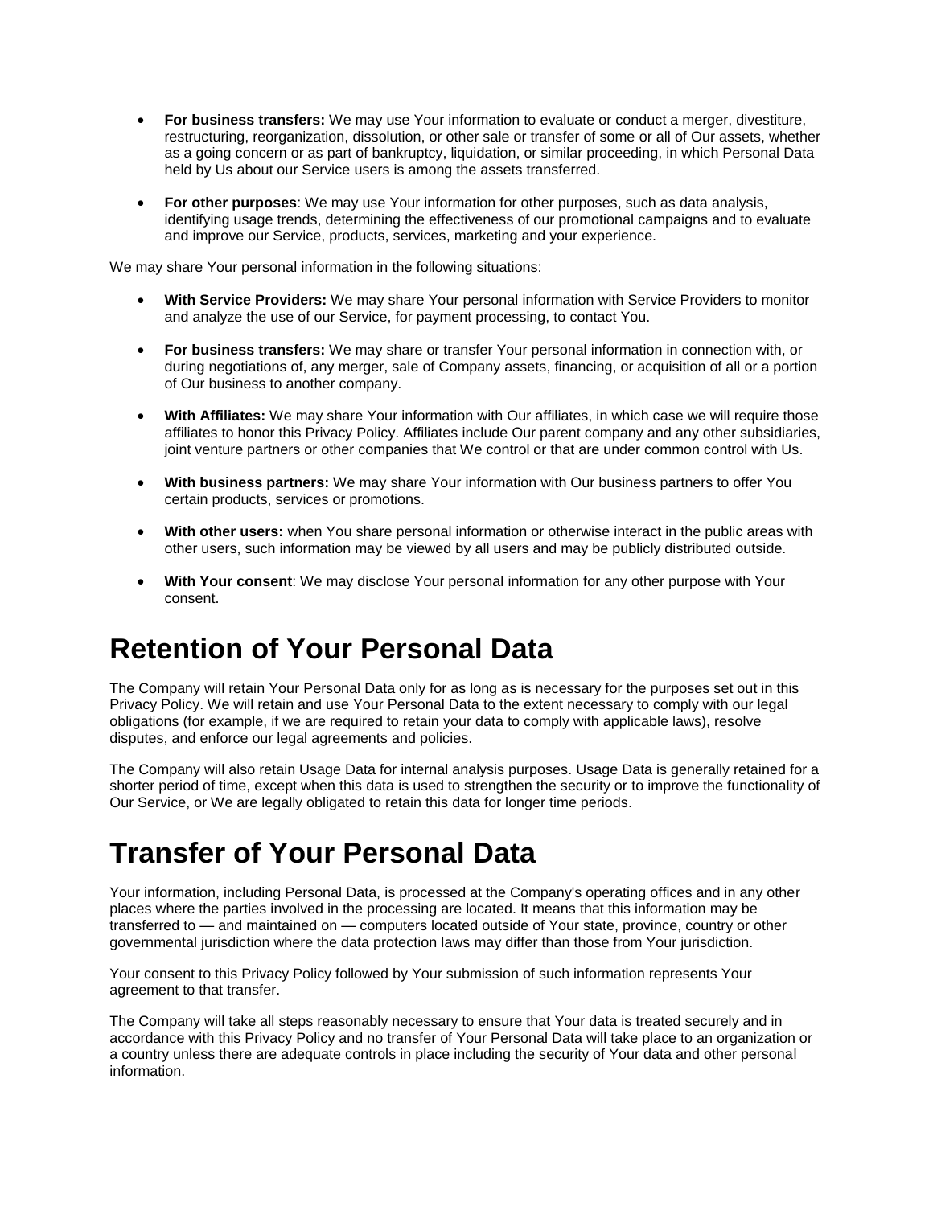- **For business transfers:** We may use Your information to evaluate or conduct a merger, divestiture, restructuring, reorganization, dissolution, or other sale or transfer of some or all of Our assets, whether as a going concern or as part of bankruptcy, liquidation, or similar proceeding, in which Personal Data held by Us about our Service users is among the assets transferred.
- **For other purposes**: We may use Your information for other purposes, such as data analysis, identifying usage trends, determining the effectiveness of our promotional campaigns and to evaluate and improve our Service, products, services, marketing and your experience.

We may share Your personal information in the following situations:

- **With Service Providers:** We may share Your personal information with Service Providers to monitor and analyze the use of our Service, for payment processing, to contact You.
- **For business transfers:** We may share or transfer Your personal information in connection with, or during negotiations of, any merger, sale of Company assets, financing, or acquisition of all or a portion of Our business to another company.
- **With Affiliates:** We may share Your information with Our affiliates, in which case we will require those affiliates to honor this Privacy Policy. Affiliates include Our parent company and any other subsidiaries, joint venture partners or other companies that We control or that are under common control with Us.
- **With business partners:** We may share Your information with Our business partners to offer You certain products, services or promotions.
- **With other users:** when You share personal information or otherwise interact in the public areas with other users, such information may be viewed by all users and may be publicly distributed outside.
- **With Your consent**: We may disclose Your personal information for any other purpose with Your consent.

# Retention of Your Personal Data

The Company will retain Your Personal Data only for as long as is necessary for the purposes set out in this Privacy Policy. We will retain and use Your Personal Data to the extent necessary to comply with our legal obligations (for example, if we are required to retain your data to comply with applicable laws), resolve disputes, and enforce our legal agreements and policies.

The Company will also retain Usage Data for internal analysis purposes. Usage Data is generally retained for a shorter period of time, except when this data is used to strengthen the security or to improve the functionality of Our Service, or We are legally obligated to retain this data for longer time periods.

# Transfer of Your Personal Data

Your information, including Personal Data, is processed at the Company's operating offices and in any other places where the parties involved in the processing are located. It means that this information may be transferred to — and maintained on — computers located outside of Your state, province, country or other governmental jurisdiction where the data protection laws may differ than those from Your jurisdiction.

Your consent to this Privacy Policy followed by Your submission of such information represents Your agreement to that transfer.

The Company will take all steps reasonably necessary to ensure that Your data is treated securely and in accordance with this Privacy Policy and no transfer of Your Personal Data will take place to an organization or a country unless there are adequate controls in place including the security of Your data and other personal information.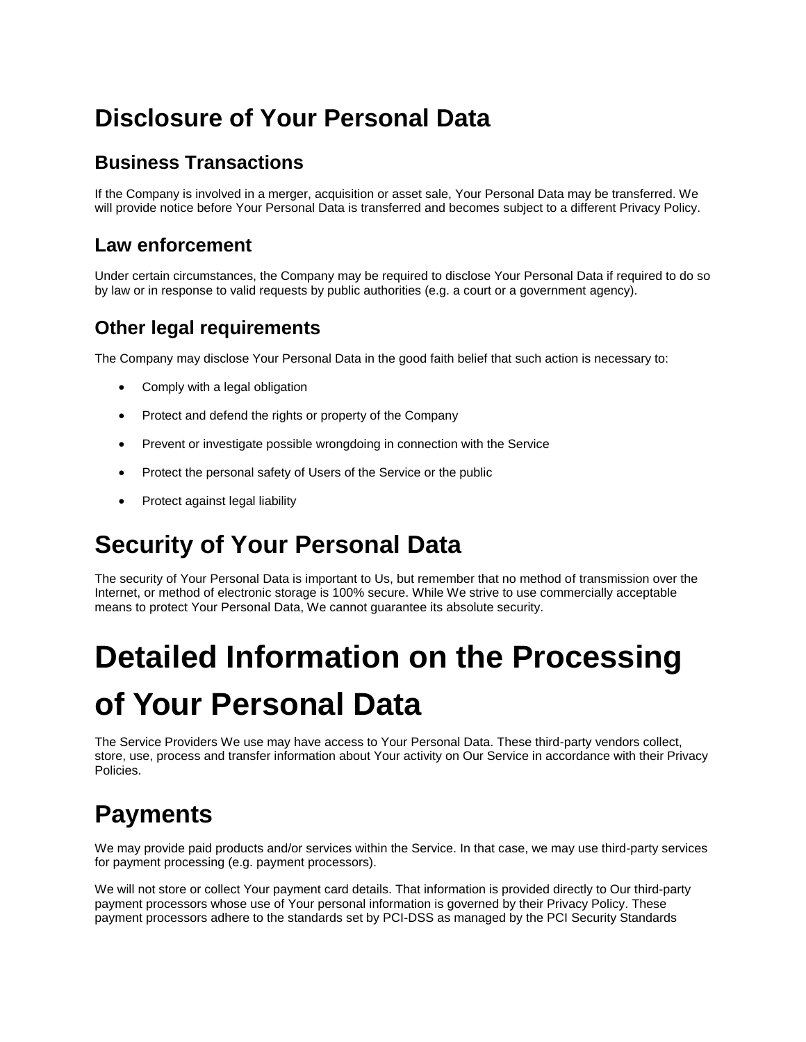# Disclosure of Your Personal Data

## Business Transactions

If the Company is involved in a merger, acquisition or asset sale, Your Personal Data may be transferred. We will provide notice before Your Personal Data is transferred and becomes subject to a different Privacy Policy.

## Law enforcement

Under certain circumstances, the Company may be required to disclose Your Personal Data if required to do so by law or in response to valid requests by public authorities (e.g. a court or a government agency).

## Other legal requirements

The Company may disclose Your Personal Data in the good faith belief that such action is necessary to:

- Comply with a legal obligation
- Protect and defend the rights or property of the Company
- Prevent or investigate possible wrongdoing in connection with the Service
- Protect the personal safety of Users of the Service or the public
- Protect against legal liability

# Security of Your Personal Data

The security of Your Personal Data is important to Us, but remember that no method of transmission over the Internet, or method of electronic storage is 100% secure. While We strive to use commercially acceptable means to protect Your Personal Data, We cannot guarantee its absolute security.

# Detailed Information on the Processing of Your Personal Data

The Service Providers We use may have access to Your Personal Data. These third-party vendors collect, store, use, process and transfer information about Your activity on Our Service in accordance with their Privacy Policies.

# Payments

We may provide paid products and/or services within the Service. In that case, we may use third-party services for payment processing (e.g. payment processors).

We will not store or collect Your payment card details. That information is provided directly to Our third-party payment processors whose use of Your personal information is governed by their Privacy Policy. These payment processors adhere to the standards set by PCI-DSS as managed by the PCI Security Standards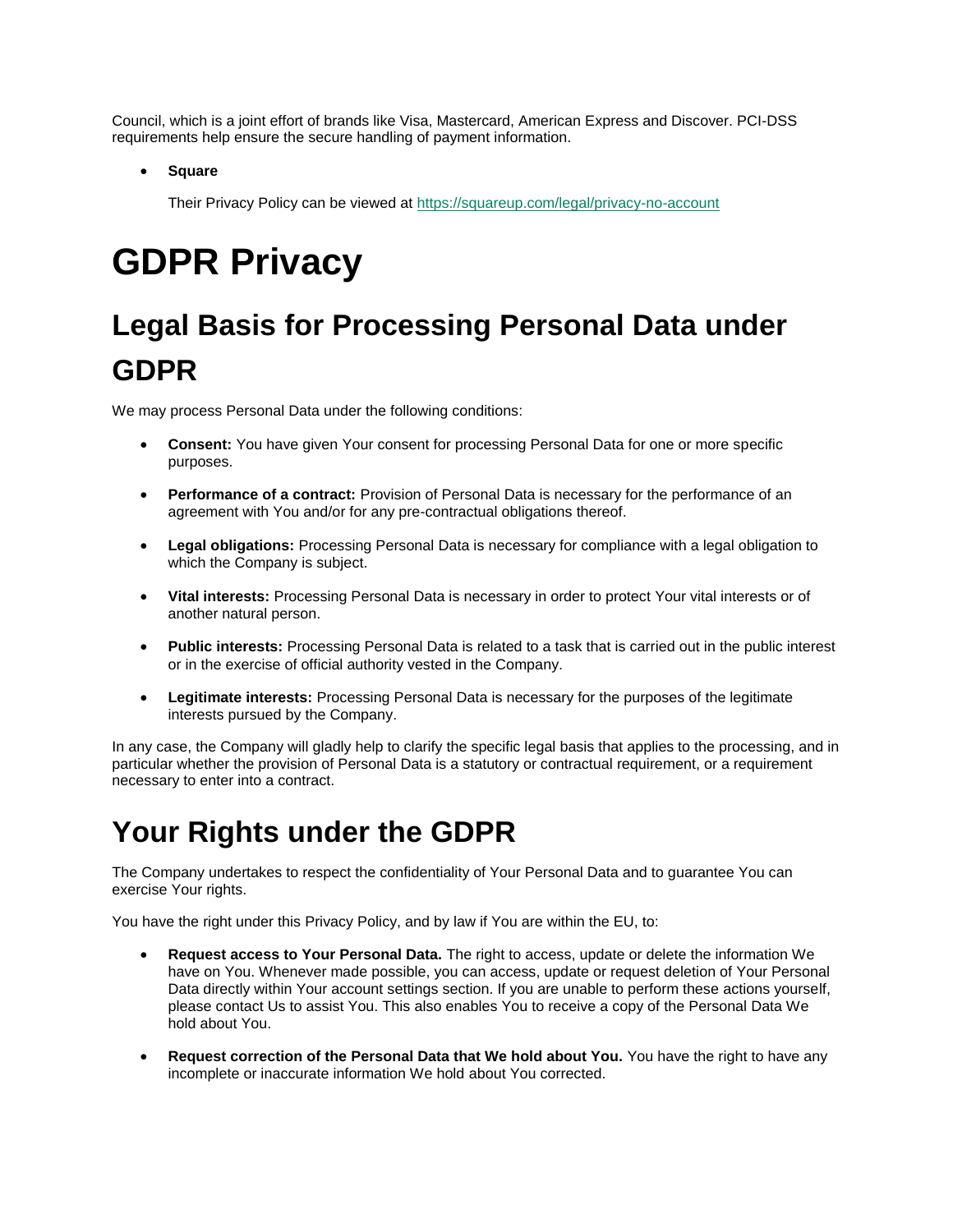Council, which is a joint effort of brands like Visa, Mastercard, American Express and Discover. PCI-DSS requirements help ensure the secure handling of payment information.

- **Square**

  Their Privacy Policy can be viewed at [https://squareup.com/legal/privacy-no-account](https://squareup.com/legal/privacy-no-account)

# GDPR Privacy

## Legal Basis for Processing Personal Data under GDPR

We may process Personal Data under the following conditions:

- **Consent:** You have given Your consent for processing Personal Data for one or more specific purposes.
- **Performance of a contract:** Provision of Personal Data is necessary for the performance of an agreement with You and/or for any pre-contractual obligations thereof.
- **Legal obligations:** Processing Personal Data is necessary for compliance with a legal obligation to which the Company is subject.
- **Vital interests:** Processing Personal Data is necessary in order to protect Your vital interests or of another natural person.
- **Public interests:** Processing Personal Data is related to a task that is carried out in the public interest or in the exercise of official authority vested in the Company.
- **Legitimate interests:** Processing Personal Data is necessary for the purposes of the legitimate interests pursued by the Company.

In any case, the Company will gladly help to clarify the specific legal basis that applies to the processing, and in particular whether the provision of Personal Data is a statutory or contractual requirement, or a requirement necessary to enter into a contract.

## Your Rights under the GDPR

The Company undertakes to respect the confidentiality of Your Personal Data and to guarantee You can exercise Your rights.

You have the right under this Privacy Policy, and by law if You are within the EU, to:

- **Request access to Your Personal Data.** The right to access, update or delete the information We have on You. Whenever made possible, you can access, update or request deletion of Your Personal Data directly within Your account settings section. If you are unable to perform these actions yourself, please contact Us to assist You. This also enables You to receive a copy of the Personal Data We hold about You.
- **Request correction of the Personal Data that We hold about You.** You have the right to have any incomplete or inaccurate information We hold about You corrected.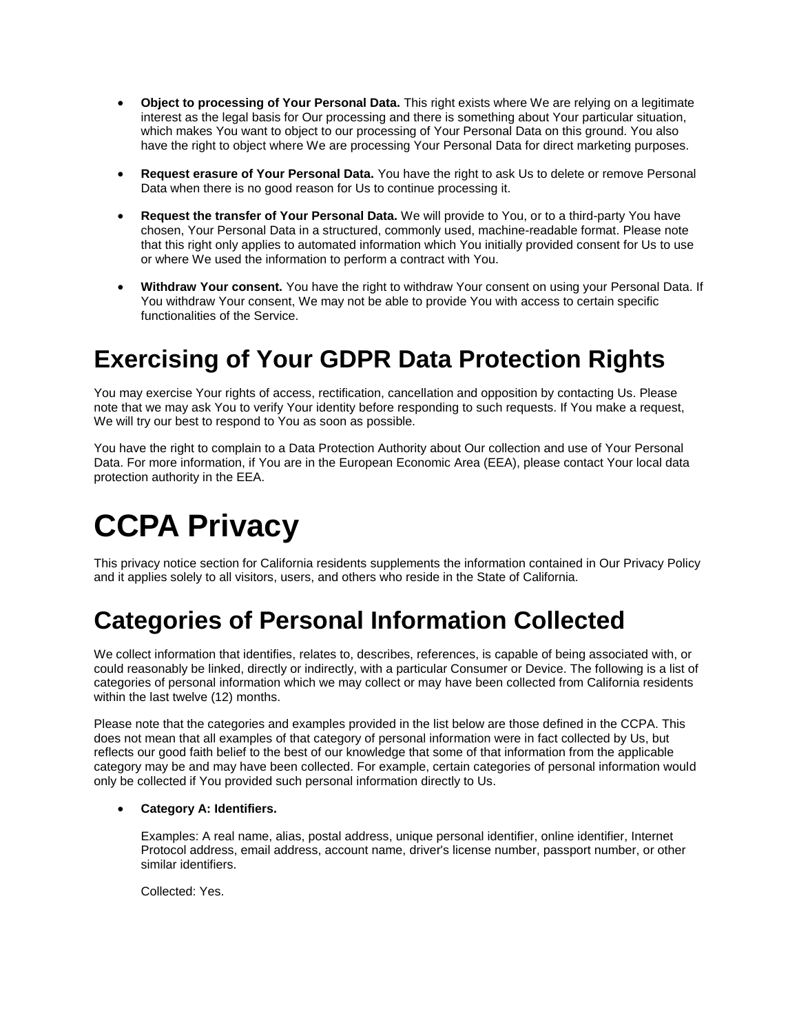- **Object to processing of Your Personal Data.** This right exists where We are relying on a legitimate interest as the legal basis for Our processing and there is something about Your particular situation, which makes You want to object to our processing of Your Personal Data on this ground. You also have the right to object where We are processing Your Personal Data for direct marketing purposes.

- **Request erasure of Your Personal Data.** You have the right to ask Us to delete or remove Personal Data when there is no good reason for Us to continue processing it.

- **Request the transfer of Your Personal Data.** We will provide to You, or to a third-party You have chosen, Your Personal Data in a structured, commonly used, machine-readable format. Please note that this right only applies to automated information which You initially provided consent for Us to use or where We used the information to perform a contract with You.

- **Withdraw Your consent.** You have the right to withdraw Your consent on using your Personal Data. If You withdraw Your consent, We may not be able to provide You with access to certain specific functionalities of the Service.

## Exercising of Your GDPR Data Protection Rights

You may exercise Your rights of access, rectification, cancellation and opposition by contacting Us. Please note that we may ask You to verify Your identity before responding to such requests. If You make a request, We will try our best to respond to You as soon as possible.

You have the right to complain to a Data Protection Authority about Our collection and use of Your Personal Data. For more information, if You are in the European Economic Area (EEA), please contact Your local data protection authority in the EEA.

# CCPA Privacy

This privacy notice section for California residents supplements the information contained in Our Privacy Policy and it applies solely to all visitors, users, and others who reside in the State of California.

## Categories of Personal Information Collected

We collect information that identifies, relates to, describes, references, is capable of being associated with, or could reasonably be linked, directly or indirectly, with a particular Consumer or Device. The following is a list of categories of personal information which we may collect or may have been collected from California residents within the last twelve (12) months.

Please note that the categories and examples provided in the list below are those defined in the CCPA. This does not mean that all examples of that category of personal information were in fact collected by Us, but reflects our good faith belief to the best of our knowledge that some of that information from the applicable category may be and may have been collected. For example, certain categories of personal information would only be collected if You provided such personal information directly to Us.

- **Category A: Identifiers.**

  Examples: A real name, alias, postal address, unique personal identifier, online identifier, Internet Protocol address, email address, account name, driver's license number, passport number, or other similar identifiers.

  Collected: Yes.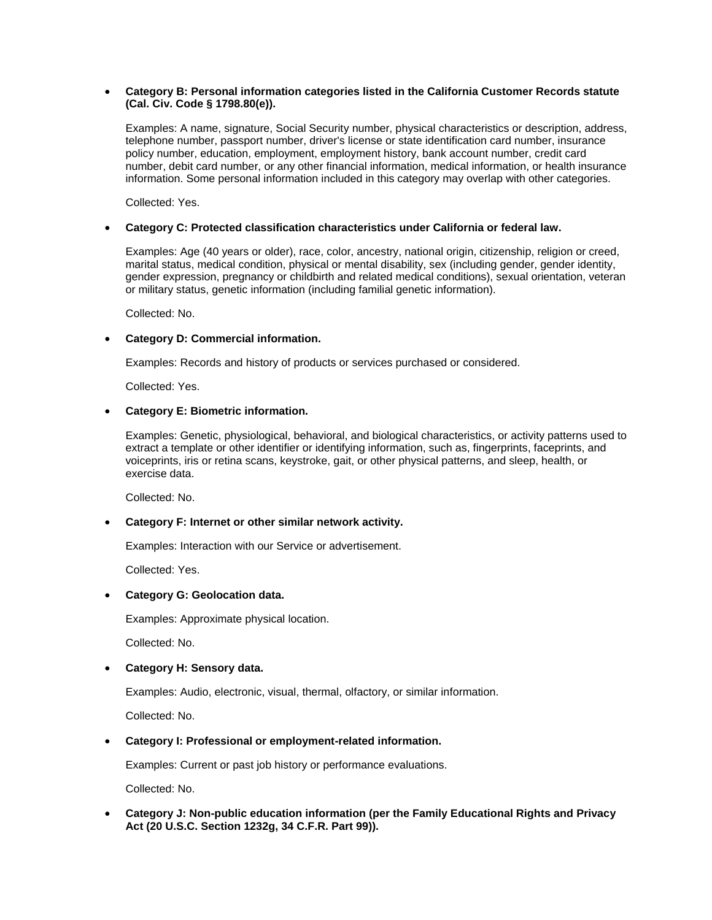- **Category B: Personal information categories listed in the California Customer Records statute (Cal. Civ. Code § 1798.80(e)).**

  Examples: A name, signature, Social Security number, physical characteristics or description, address, telephone number, passport number, driver's license or state identification card number, insurance policy number, education, employment, employment history, bank account number, credit card number, debit card number, or any other financial information, medical information, or health insurance information. Some personal information included in this category may overlap with other categories.

  Collected: Yes.

- **Category C: Protected classification characteristics under California or federal law.**

  Examples: Age (40 years or older), race, color, ancestry, national origin, citizenship, religion or creed, marital status, medical condition, physical or mental disability, sex (including gender, gender identity, gender expression, pregnancy or childbirth and related medical conditions), sexual orientation, veteran or military status, genetic information (including familial genetic information).

  Collected: No.

- **Category D: Commercial information.**

  Examples: Records and history of products or services purchased or considered.

  Collected: Yes.

- **Category E: Biometric information.**

  Examples: Genetic, physiological, behavioral, and biological characteristics, or activity patterns used to extract a template or other identifier or identifying information, such as, fingerprints, faceprints, and voiceprints, iris or retina scans, keystroke, gait, or other physical patterns, and sleep, health, or exercise data.

  Collected: No.

- **Category F: Internet or other similar network activity.**

  Examples: Interaction with our Service or advertisement.

  Collected: Yes.

- **Category G: Geolocation data.**

  Examples: Approximate physical location.

  Collected: No.

- **Category H: Sensory data.**

  Examples: Audio, electronic, visual, thermal, olfactory, or similar information.

  Collected: No.

- **Category I: Professional or employment-related information.**

  Examples: Current or past job history or performance evaluations.

  Collected: No.

- **Category J: Non-public education information (per the Family Educational Rights and Privacy Act (20 U.S.C. Section 1232g, 34 C.F.R. Part 99)).**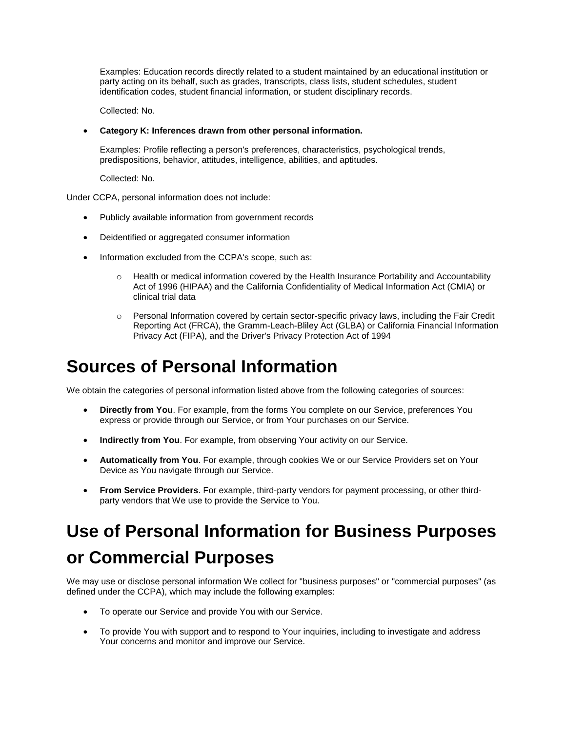Examples: Education records directly related to a student maintained by an educational institution or party acting on its behalf, such as grades, transcripts, class lists, student schedules, student identification codes, student financial information, or student disciplinary records.

Collected: No.

- **Category K: Inferences drawn from other personal information.**

  Examples: Profile reflecting a person's preferences, characteristics, psychological trends, predispositions, behavior, attitudes, intelligence, abilities, and aptitudes.

  Collected: No.

Under CCPA, personal information does not include:

- Publicly available information from government records
- Deidentified or aggregated consumer information
- Information excluded from the CCPA's scope, such as:
  - Health or medical information covered by the Health Insurance Portability and Accountability Act of 1996 (HIPAA) and the California Confidentiality of Medical Information Act (CMIA) or clinical trial data
  - Personal Information covered by certain sector-specific privacy laws, including the Fair Credit Reporting Act (FRCA), the Gramm-Leach-Bliley Act (GLBA) or California Financial Information Privacy Act (FIPA), and the Driver's Privacy Protection Act of 1994

# Sources of Personal Information

We obtain the categories of personal information listed above from the following categories of sources:

- **Directly from You**. For example, from the forms You complete on our Service, preferences You express or provide through our Service, or from Your purchases on our Service.
- **Indirectly from You**. For example, from observing Your activity on our Service.
- **Automatically from You**. For example, through cookies We or our Service Providers set on Your Device as You navigate through our Service.
- **From Service Providers**. For example, third-party vendors for payment processing, or other third-party vendors that We use to provide the Service to You.

# Use of Personal Information for Business Purposes or Commercial Purposes

We may use or disclose personal information We collect for "business purposes" or "commercial purposes" (as defined under the CCPA), which may include the following examples:

- To operate our Service and provide You with our Service.
- To provide You with support and to respond to Your inquiries, including to investigate and address Your concerns and monitor and improve our Service.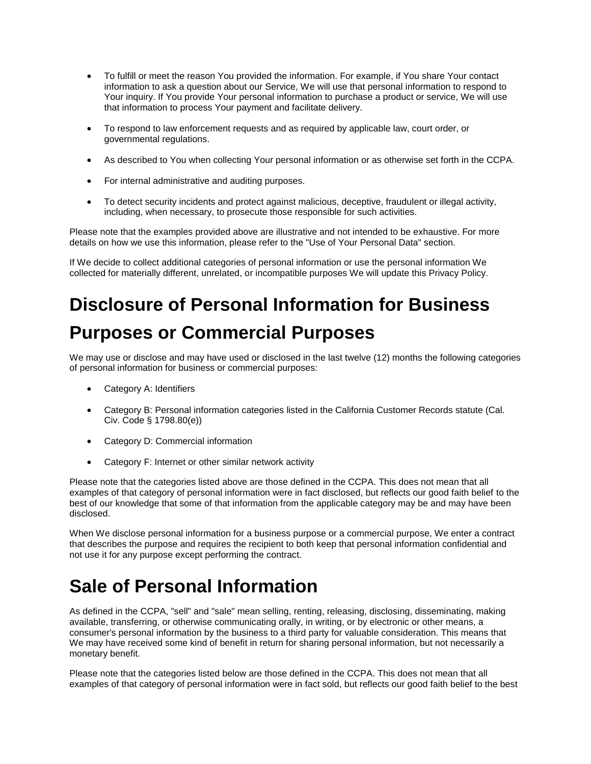- To fulfill or meet the reason You provided the information. For example, if You share Your contact information to ask a question about our Service, We will use that personal information to respond to Your inquiry. If You provide Your personal information to purchase a product or service, We will use that information to process Your payment and facilitate delivery.
- To respond to law enforcement requests and as required by applicable law, court order, or governmental regulations.
- As described to You when collecting Your personal information or as otherwise set forth in the CCPA.
- For internal administrative and auditing purposes.
- To detect security incidents and protect against malicious, deceptive, fraudulent or illegal activity, including, when necessary, to prosecute those responsible for such activities.

Please note that the examples provided above are illustrative and not intended to be exhaustive. For more details on how we use this information, please refer to the "Use of Your Personal Data" section.

If We decide to collect additional categories of personal information or use the personal information We collected for materially different, unrelated, or incompatible purposes We will update this Privacy Policy.

# Disclosure of Personal Information for Business Purposes or Commercial Purposes

We may use or disclose and may have used or disclosed in the last twelve (12) months the following categories of personal information for business or commercial purposes:

- Category A: Identifiers
- Category B: Personal information categories listed in the California Customer Records statute (Cal. Civ. Code § 1798.80(e))
- Category D: Commercial information
- Category F: Internet or other similar network activity

Please note that the categories listed above are those defined in the CCPA. This does not mean that all examples of that category of personal information were in fact disclosed, but reflects our good faith belief to the best of our knowledge that some of that information from the applicable category may be and may have been disclosed.

When We disclose personal information for a business purpose or a commercial purpose, We enter a contract that describes the purpose and requires the recipient to both keep that personal information confidential and not use it for any purpose except performing the contract.

# Sale of Personal Information

As defined in the CCPA, "sell" and "sale" mean selling, renting, releasing, disclosing, disseminating, making available, transferring, or otherwise communicating orally, in writing, or by electronic or other means, a consumer's personal information by the business to a third party for valuable consideration. This means that We may have received some kind of benefit in return for sharing personal information, but not necessarily a monetary benefit.

Please note that the categories listed below are those defined in the CCPA. This does not mean that all examples of that category of personal information were in fact sold, but reflects our good faith belief to the best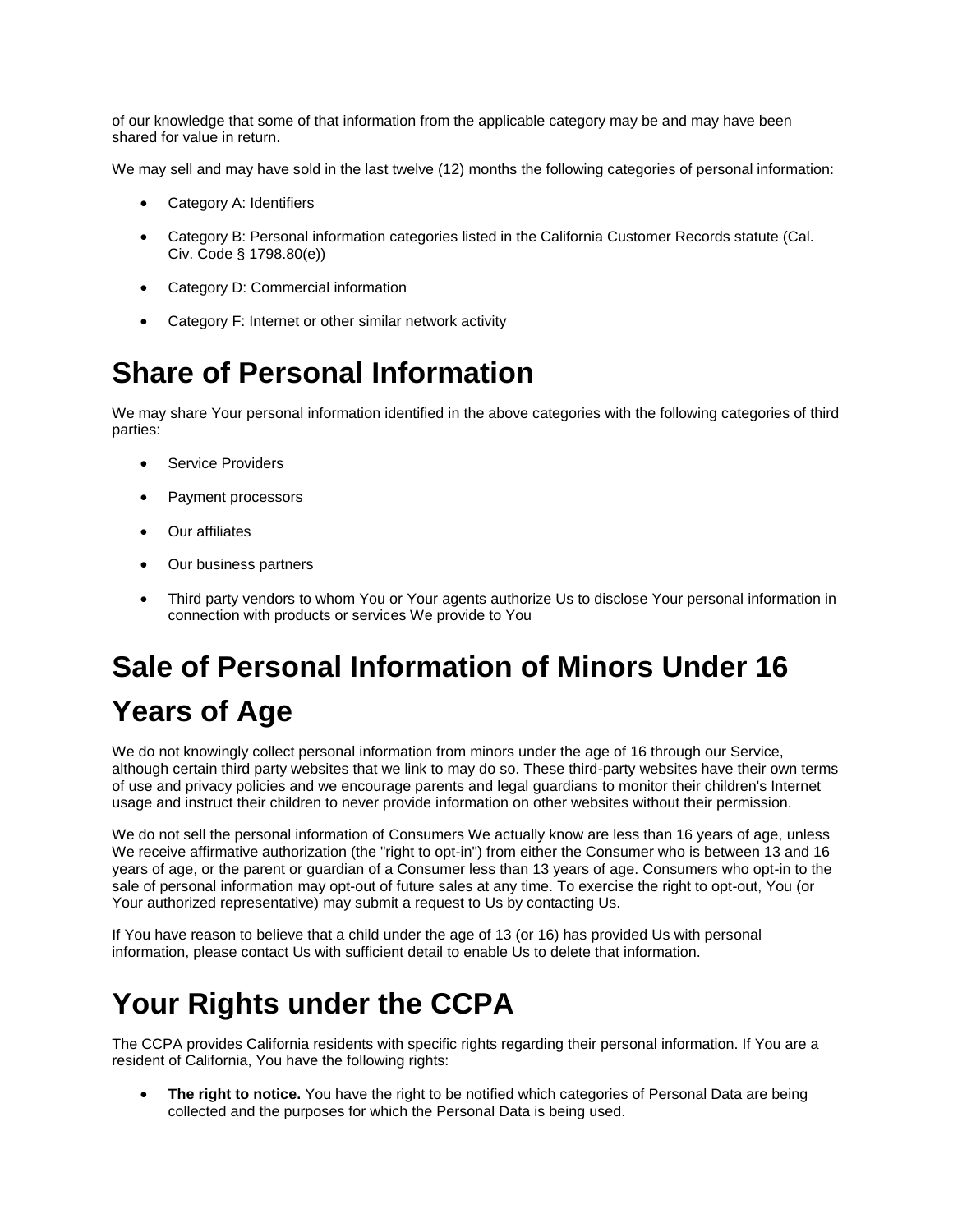of our knowledge that some of that information from the applicable category may be and may have been shared for value in return.

We may sell and may have sold in the last twelve (12) months the following categories of personal information:

- Category A: Identifiers
- Category B: Personal information categories listed in the California Customer Records statute (Cal. Civ. Code § 1798.80(e))
- Category D: Commercial information
- Category F: Internet or other similar network activity

# Share of Personal Information

We may share Your personal information identified in the above categories with the following categories of third parties:

- Service Providers
- Payment processors
- Our affiliates
- Our business partners
- Third party vendors to whom You or Your agents authorize Us to disclose Your personal information in connection with products or services We provide to You

# Sale of Personal Information of Minors Under 16 Years of Age

We do not knowingly collect personal information from minors under the age of 16 through our Service, although certain third party websites that we link to may do so. These third-party websites have their own terms of use and privacy policies and we encourage parents and legal guardians to monitor their children's Internet usage and instruct their children to never provide information on other websites without their permission.

We do not sell the personal information of Consumers We actually know are less than 16 years of age, unless We receive affirmative authorization (the "right to opt-in") from either the Consumer who is between 13 and 16 years of age, or the parent or guardian of a Consumer less than 13 years of age. Consumers who opt-in to the sale of personal information may opt-out of future sales at any time. To exercise the right to opt-out, You (or Your authorized representative) may submit a request to Us by contacting Us.

If You have reason to believe that a child under the age of 13 (or 16) has provided Us with personal information, please contact Us with sufficient detail to enable Us to delete that information.

# Your Rights under the CCPA

The CCPA provides California residents with specific rights regarding their personal information. If You are a resident of California, You have the following rights:

- **The right to notice.** You have the right to be notified which categories of Personal Data are being collected and the purposes for which the Personal Data is being used.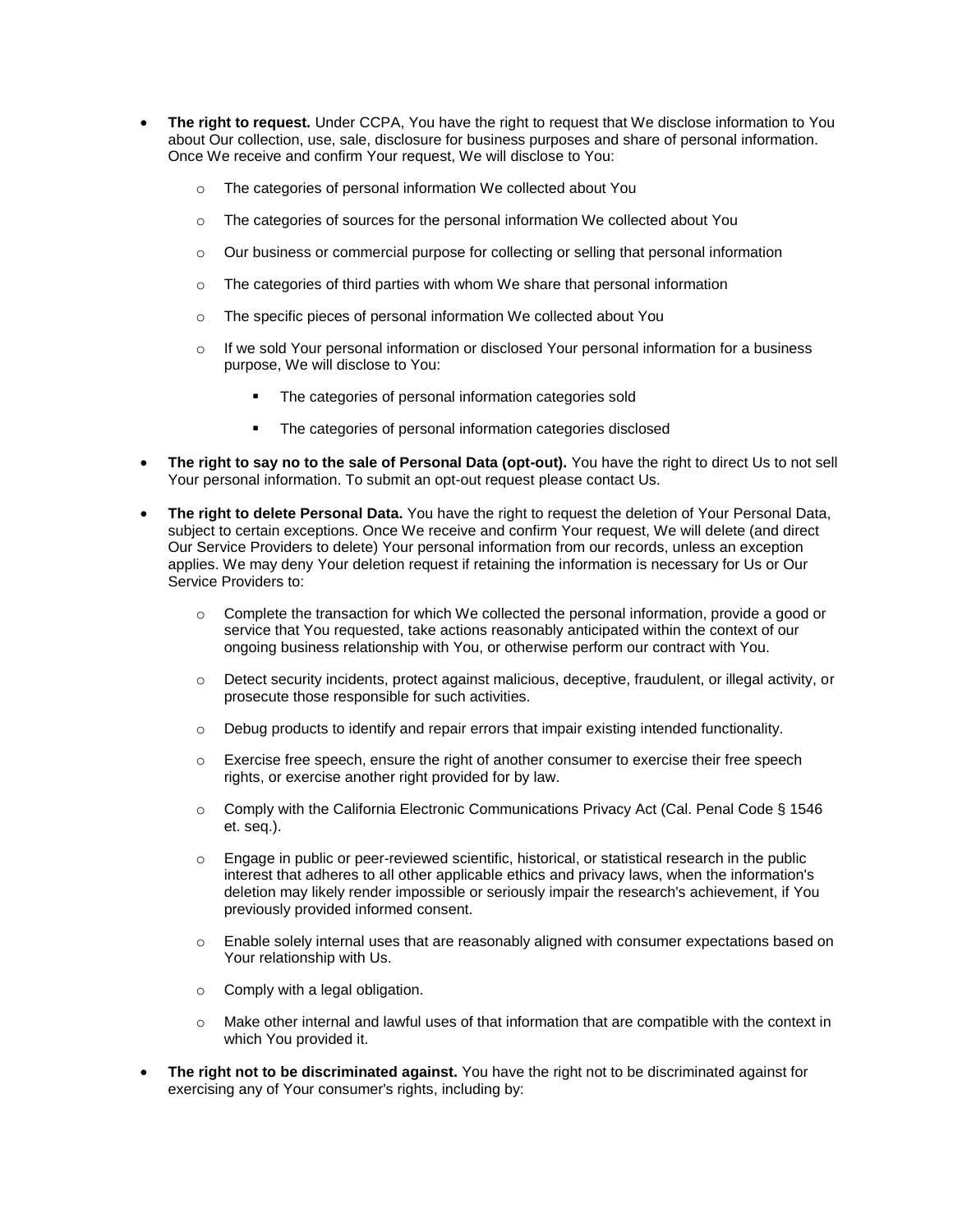- **The right to request.** Under CCPA, You have the right to request that We disclose information to You about Our collection, use, sale, disclosure for business purposes and share of personal information. Once We receive and confirm Your request, We will disclose to You:
  - The categories of personal information We collected about You
  - The categories of sources for the personal information We collected about You
  - Our business or commercial purpose for collecting or selling that personal information
  - The categories of third parties with whom We share that personal information
  - The specific pieces of personal information We collected about You
  - If we sold Your personal information or disclosed Your personal information for a business purpose, We will disclose to You:
    - The categories of personal information categories sold
    - The categories of personal information categories disclosed
- **The right to say no to the sale of Personal Data (opt-out).** You have the right to direct Us to not sell Your personal information. To submit an opt-out request please contact Us.
- **The right to delete Personal Data.** You have the right to request the deletion of Your Personal Data, subject to certain exceptions. Once We receive and confirm Your request, We will delete (and direct Our Service Providers to delete) Your personal information from our records, unless an exception applies. We may deny Your deletion request if retaining the information is necessary for Us or Our Service Providers to:
  - Complete the transaction for which We collected the personal information, provide a good or service that You requested, take actions reasonably anticipated within the context of our ongoing business relationship with You, or otherwise perform our contract with You.
  - Detect security incidents, protect against malicious, deceptive, fraudulent, or illegal activity, or prosecute those responsible for such activities.
  - Debug products to identify and repair errors that impair existing intended functionality.
  - Exercise free speech, ensure the right of another consumer to exercise their free speech rights, or exercise another right provided for by law.
  - Comply with the California Electronic Communications Privacy Act (Cal. Penal Code § 1546 et. seq.).
  - Engage in public or peer-reviewed scientific, historical, or statistical research in the public interest that adheres to all other applicable ethics and privacy laws, when the information's deletion may likely render impossible or seriously impair the research's achievement, if You previously provided informed consent.
  - Enable solely internal uses that are reasonably aligned with consumer expectations based on Your relationship with Us.
  - Comply with a legal obligation.
  - Make other internal and lawful uses of that information that are compatible with the context in which You provided it.
- **The right not to be discriminated against.** You have the right not to be discriminated against for exercising any of Your consumer's rights, including by: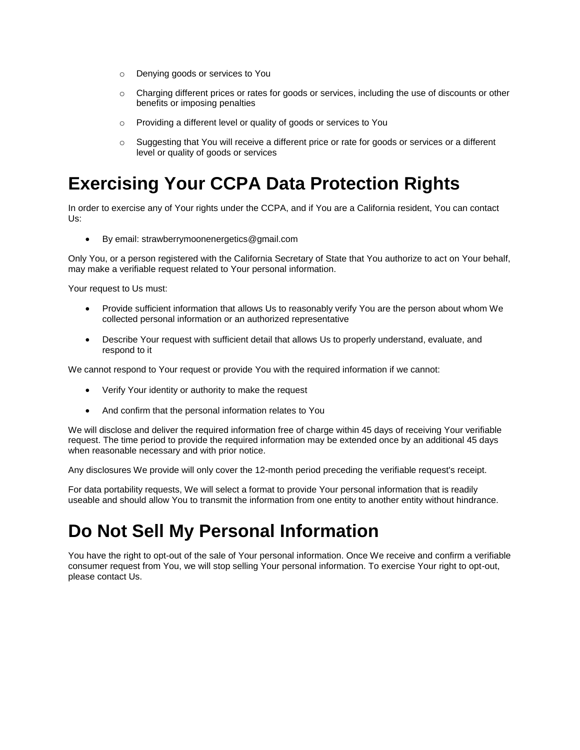- Denying goods or services to You
- Charging different prices or rates for goods or services, including the use of discounts or other benefits or imposing penalties
- Providing a different level or quality of goods or services to You
- Suggesting that You will receive a different price or rate for goods or services or a different level or quality of goods or services

# Exercising Your CCPA Data Protection Rights

In order to exercise any of Your rights under the CCPA, and if You are a California resident, You can contact Us:

- By email: strawberrymoonenergetics@gmail.com

Only You, or a person registered with the California Secretary of State that You authorize to act on Your behalf, may make a verifiable request related to Your personal information.

Your request to Us must:

- Provide sufficient information that allows Us to reasonably verify You are the person about whom We collected personal information or an authorized representative
- Describe Your request with sufficient detail that allows Us to properly understand, evaluate, and respond to it

We cannot respond to Your request or provide You with the required information if we cannot:

- Verify Your identity or authority to make the request
- And confirm that the personal information relates to You

We will disclose and deliver the required information free of charge within 45 days of receiving Your verifiable request. The time period to provide the required information may be extended once by an additional 45 days when reasonable necessary and with prior notice.

Any disclosures We provide will only cover the 12-month period preceding the verifiable request's receipt.

For data portability requests, We will select a format to provide Your personal information that is readily useable and should allow You to transmit the information from one entity to another entity without hindrance.

# Do Not Sell My Personal Information

You have the right to opt-out of the sale of Your personal information. Once We receive and confirm a verifiable consumer request from You, we will stop selling Your personal information. To exercise Your right to opt-out, please contact Us.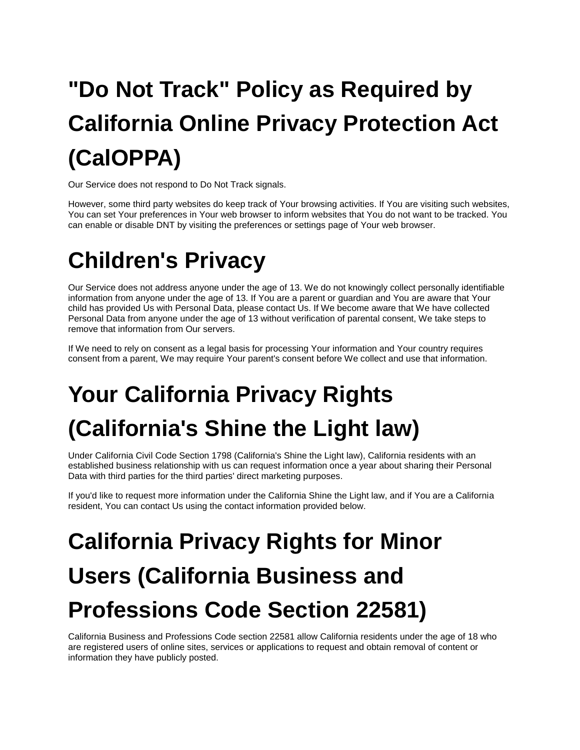# "Do Not Track" Policy as Required by California Online Privacy Protection Act (CalOPPA)

Our Service does not respond to Do Not Track signals.

However, some third party websites do keep track of Your browsing activities. If You are visiting such websites, You can set Your preferences in Your web browser to inform websites that You do not want to be tracked. You can enable or disable DNT by visiting the preferences or settings page of Your web browser.

# Children's Privacy

Our Service does not address anyone under the age of 13. We do not knowingly collect personally identifiable information from anyone under the age of 13. If You are a parent or guardian and You are aware that Your child has provided Us with Personal Data, please contact Us. If We become aware that We have collected Personal Data from anyone under the age of 13 without verification of parental consent, We take steps to remove that information from Our servers.

If We need to rely on consent as a legal basis for processing Your information and Your country requires consent from a parent, We may require Your parent's consent before We collect and use that information.

# Your California Privacy Rights (California's Shine the Light law)

Under California Civil Code Section 1798 (California's Shine the Light law), California residents with an established business relationship with us can request information once a year about sharing their Personal Data with third parties for the third parties' direct marketing purposes.

If you'd like to request more information under the California Shine the Light law, and if You are a California resident, You can contact Us using the contact information provided below.

# California Privacy Rights for Minor Users (California Business and Professions Code Section 22581)

California Business and Professions Code section 22581 allow California residents under the age of 18 who are registered users of online sites, services or applications to request and obtain removal of content or information they have publicly posted.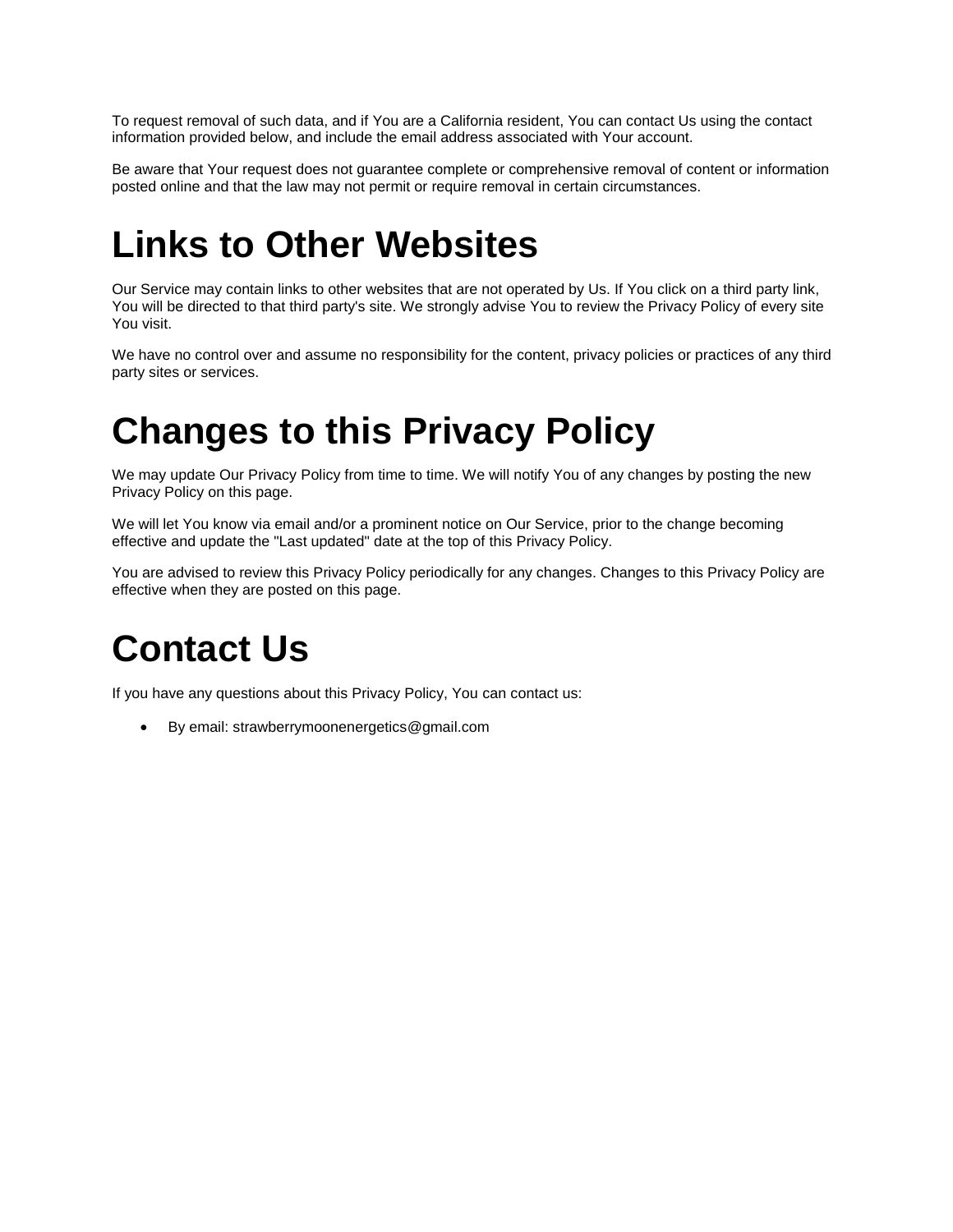To request removal of such data, and if You are a California resident, You can contact Us using the contact information provided below, and include the email address associated with Your account.

Be aware that Your request does not guarantee complete or comprehensive removal of content or information posted online and that the law may not permit or require removal in certain circumstances.

# Links to Other Websites

Our Service may contain links to other websites that are not operated by Us. If You click on a third party link, You will be directed to that third party's site. We strongly advise You to review the Privacy Policy of every site You visit.

We have no control over and assume no responsibility for the content, privacy policies or practices of any third party sites or services.

# Changes to this Privacy Policy

We may update Our Privacy Policy from time to time. We will notify You of any changes by posting the new Privacy Policy on this page.

We will let You know via email and/or a prominent notice on Our Service, prior to the change becoming effective and update the "Last updated" date at the top of this Privacy Policy.

You are advised to review this Privacy Policy periodically for any changes. Changes to this Privacy Policy are effective when they are posted on this page.

# Contact Us

If you have any questions about this Privacy Policy, You can contact us:

- By email: strawberrymoonenergetics@gmail.com